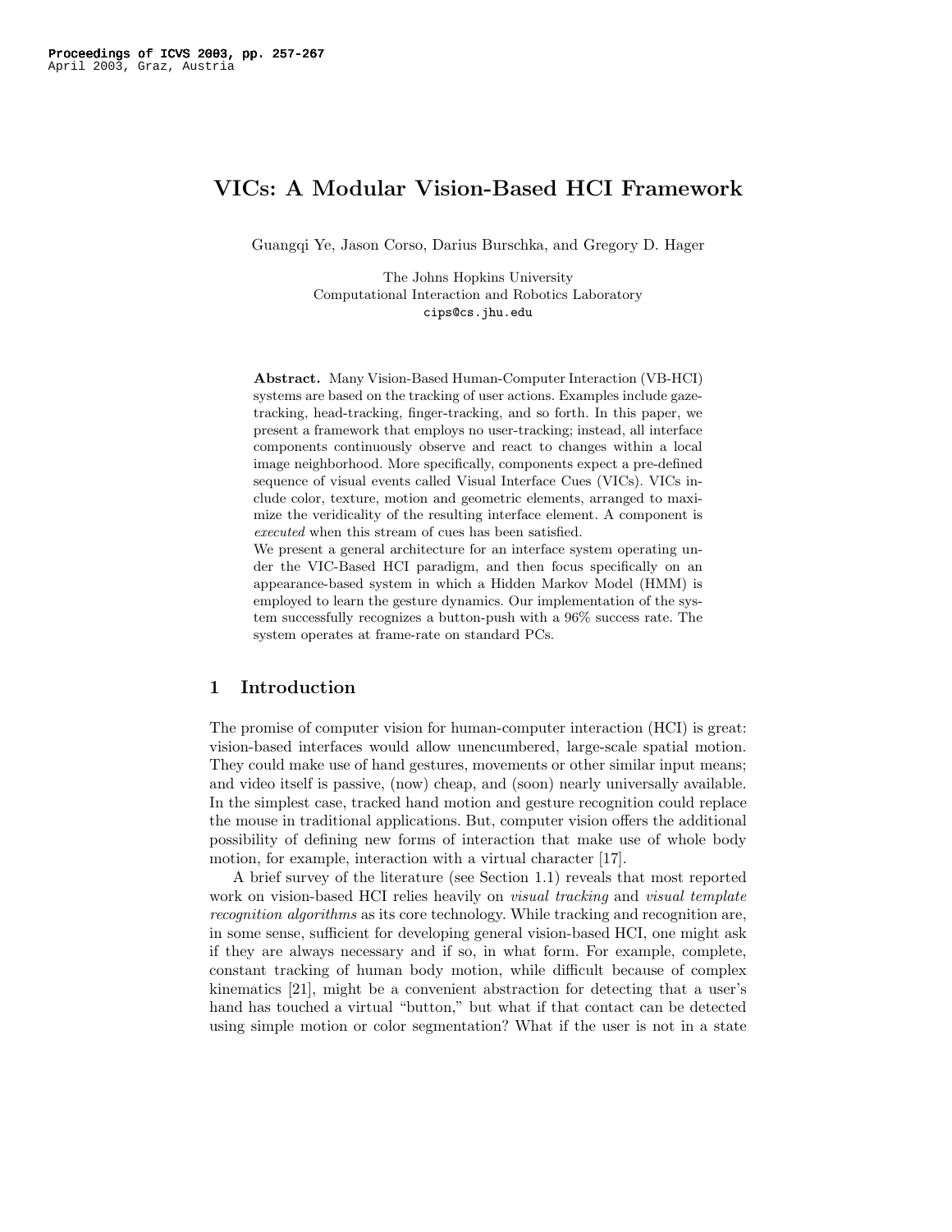# VICs: A Modular Vision-Based HCI Framework

Guangqi Ye, Jason Corso, Darius Burschka, and Gregory D. Hager

The Johns Hopkins University
Computational Interaction and Robotics Laboratory
cips@cs.jhu.edu

**Abstract.** Many Vision-Based Human-Computer Interaction (VB-HCI) systems are based on the tracking of user actions. Examples include gaze-tracking, head-tracking, finger-tracking, and so forth. In this paper, we present a framework that employs no user-tracking; instead, all interface components continuously observe and react to changes within a local image neighborhood. More specifically, components expect a pre-defined sequence of visual events called Visual Interface Cues (VICs). VICs include color, texture, motion and geometric elements, arranged to maximize the veridicality of the resulting interface element. A component is *executed* when this stream of cues has been satisfied.
We present a general architecture for an interface system operating under the VIC-Based HCI paradigm, and then focus specifically on an appearance-based system in which a Hidden Markov Model (HMM) is employed to learn the gesture dynamics. Our implementation of the system successfully recognizes a button-push with a 96% success rate. The system operates at frame-rate on standard PCs.

## 1 Introduction

The promise of computer vision for human-computer interaction (HCI) is great: vision-based interfaces would allow unencumbered, large-scale spatial motion. They could make use of hand gestures, movements or other similar input means; and video itself is passive, (now) cheap, and (soon) nearly universally available. In the simplest case, tracked hand motion and gesture recognition could replace the mouse in traditional applications. But, computer vision offers the additional possibility of defining new forms of interaction that make use of whole body motion, for example, interaction with a virtual character [17].

A brief survey of the literature (see Section 1.1) reveals that most reported work on vision-based HCI relies heavily on *visual tracking* and *visual template recognition algorithms* as its core technology. While tracking and recognition are, in some sense, sufficient for developing general vision-based HCI, one might ask if they are always necessary and if so, in what form. For example, complete, constant tracking of human body motion, while difficult because of complex kinematics [21], might be a convenient abstraction for detecting that a user's hand has touched a virtual "button," but what if that contact can be detected using simple motion or color segmentation? What if the user is not in a state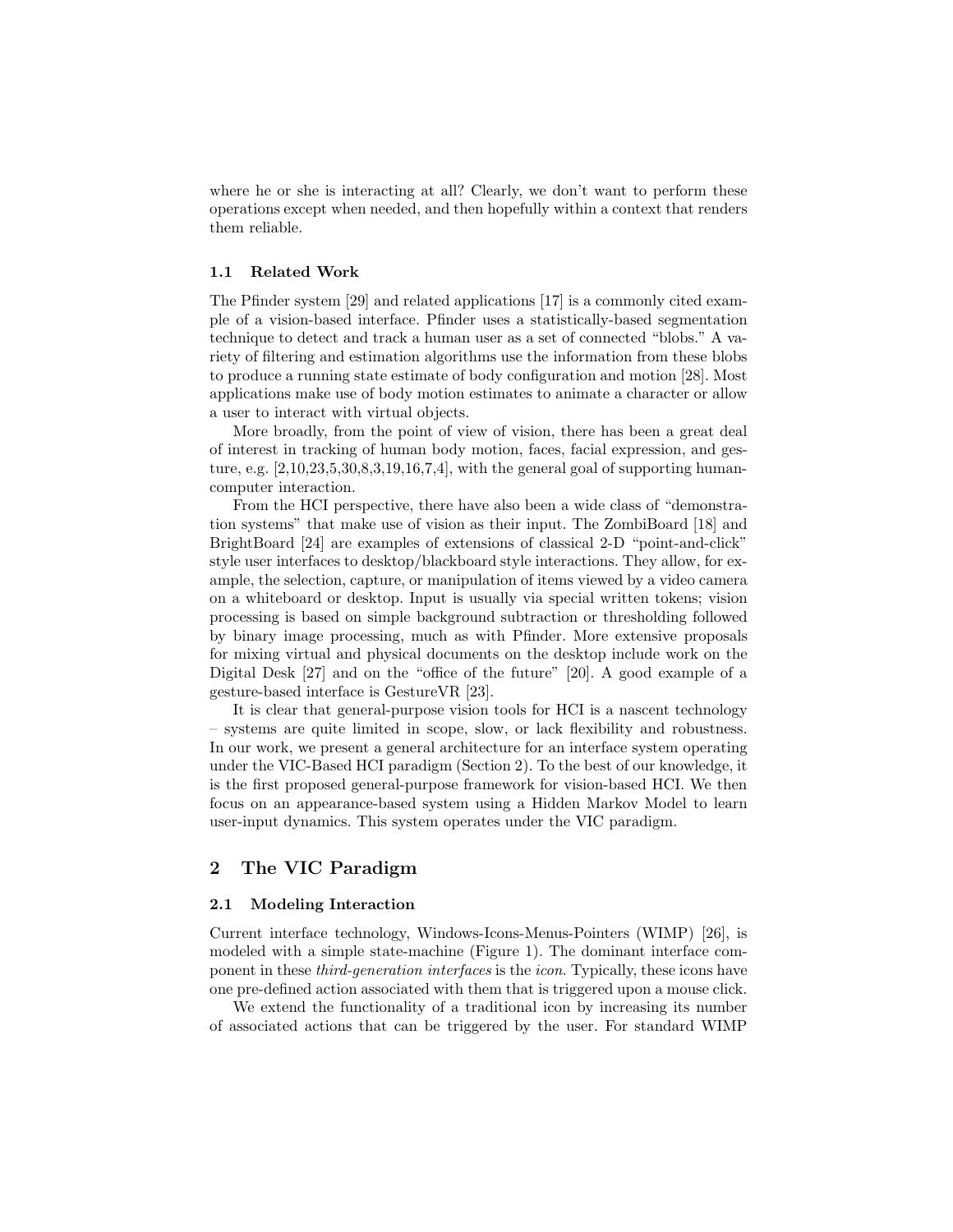where he or she is interacting at all? Clearly, we don't want to perform these operations except when needed, and then hopefully within a context that renders them reliable.

### 1.1 Related Work

The Pfinder system [29] and related applications [17] is a commonly cited example of a vision-based interface. Pfinder uses a statistically-based segmentation technique to detect and track a human user as a set of connected "blobs." A variety of filtering and estimation algorithms use the information from these blobs to produce a running state estimate of body configuration and motion [28]. Most applications make use of body motion estimates to animate a character or allow a user to interact with virtual objects.

More broadly, from the point of view of vision, there has been a great deal of interest in tracking of human body motion, faces, facial expression, and gesture, e.g. [2,10,23,5,30,8,3,19,16,7,4], with the general goal of supporting human-computer interaction.

From the HCI perspective, there have also been a wide class of "demonstration systems" that make use of vision as their input. The ZombiBoard [18] and BrightBoard [24] are examples of extensions of classical 2-D "point-and-click" style user interfaces to desktop/blackboard style interactions. They allow, for example, the selection, capture, or manipulation of items viewed by a video camera on a whiteboard or desktop. Input is usually via special written tokens; vision processing is based on simple background subtraction or thresholding followed by binary image processing, much as with Pfinder. More extensive proposals for mixing virtual and physical documents on the desktop include work on the Digital Desk [27] and on the "office of the future" [20]. A good example of a gesture-based interface is GestureVR [23].

It is clear that general-purpose vision tools for HCI is a nascent technology – systems are quite limited in scope, slow, or lack flexibility and robustness. In our work, we present a general architecture for an interface system operating under the VIC-Based HCI paradigm (Section 2). To the best of our knowledge, it is the first proposed general-purpose framework for vision-based HCI. We then focus on an appearance-based system using a Hidden Markov Model to learn user-input dynamics. This system operates under the VIC paradigm.

## 2 The VIC Paradigm

### 2.1 Modeling Interaction

Current interface technology, Windows-Icons-Menus-Pointers (WIMP) [26], is modeled with a simple state-machine (Figure 1). The dominant interface component in these *third-generation interfaces* is the *icon*. Typically, these icons have one pre-defined action associated with them that is triggered upon a mouse click.

We extend the functionality of a traditional icon by increasing its number of associated actions that can be triggered by the user. For standard WIMP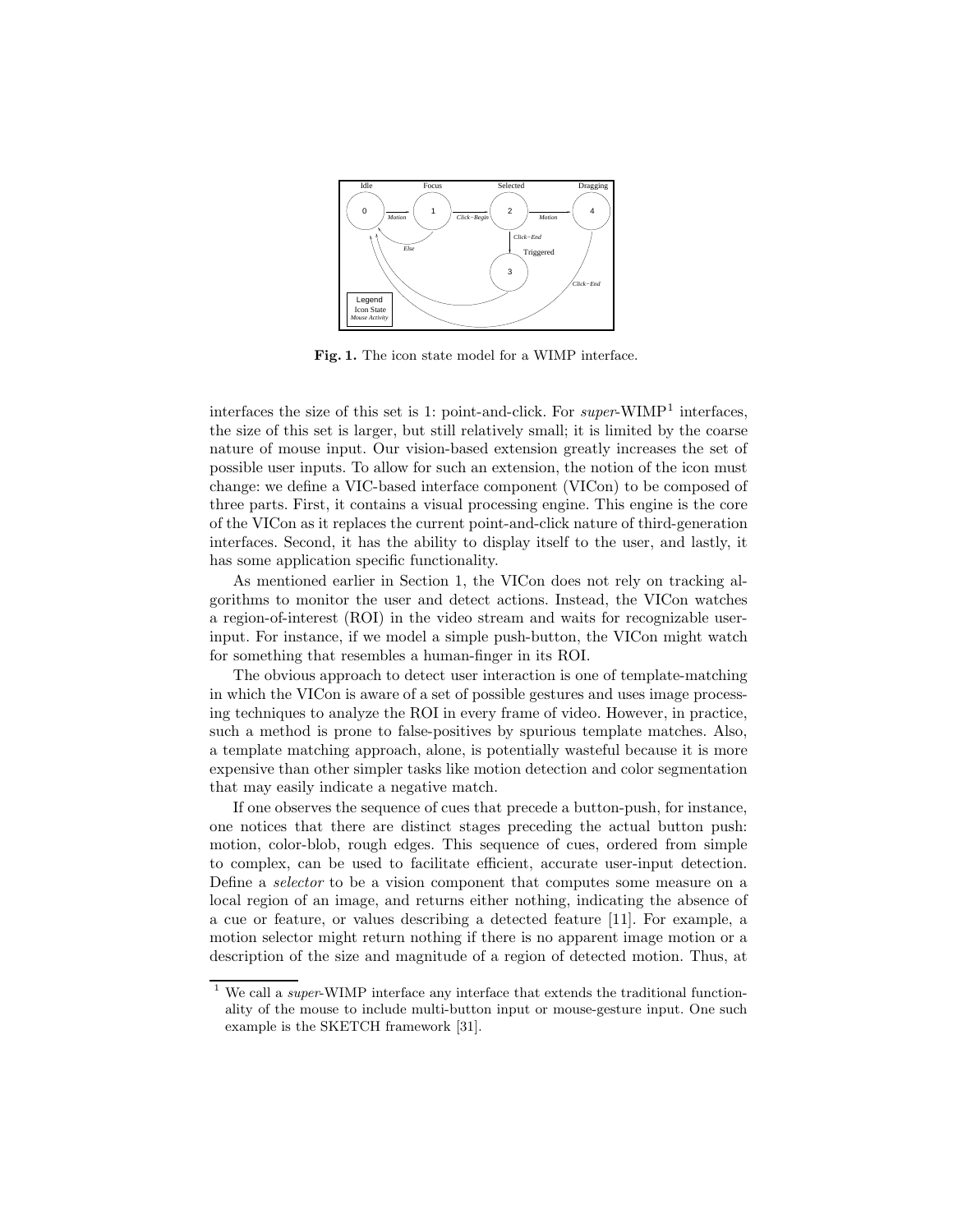**Fig. 1.** The icon state model for a WIMP interface.

interfaces the size of this set is 1: point-and-click. For *super*-WIMP[1] interfaces, the size of this set is larger, but still relatively small; it is limited by the coarse nature of mouse input. Our vision-based extension greatly increases the set of possible user inputs. To allow for such an extension, the notion of the icon must change: we define a VIC-based interface component (VICon) to be composed of three parts. First, it contains a visual processing engine. This engine is the core of the VICon as it replaces the current point-and-click nature of third-generation interfaces. Second, it has the ability to display itself to the user, and lastly, it has some application specific functionality.

As mentioned earlier in Section 1, the VICon does not rely on tracking algorithms to monitor the user and detect actions. Instead, the VICon watches a region-of-interest (ROI) in the video stream and waits for recognizable user-input. For instance, if we model a simple push-button, the VICon might watch for something that resembles a human-finger in its ROI.

The obvious approach to detect user interaction is one of template-matching in which the VICon is aware of a set of possible gestures and uses image processing techniques to analyze the ROI in every frame of video. However, in practice, such a method is prone to false-positives by spurious template matches. Also, a template matching approach, alone, is potentially wasteful because it is more expensive than other simpler tasks like motion detection and color segmentation that may easily indicate a negative match.

If one observes the sequence of cues that precede a button-push, for instance, one notices that there are distinct stages preceding the actual button push: motion, color-blob, rough edges. This sequence of cues, ordered from simple to complex, can be used to facilitate efficient, accurate user-input detection. Define a *selector* to be a vision component that computes some measure on a local region of an image, and returns either nothing, indicating the absence of a cue or feature, or values describing a detected feature [11]. For example, a motion selector might return nothing if there is no apparent image motion or a description of the size and magnitude of a region of detected motion. Thus, at

[1] We call a *super*-WIMP interface any interface that extends the traditional functionality of the mouse to include multi-button input or mouse-gesture input. One such example is the SKETCH framework [31].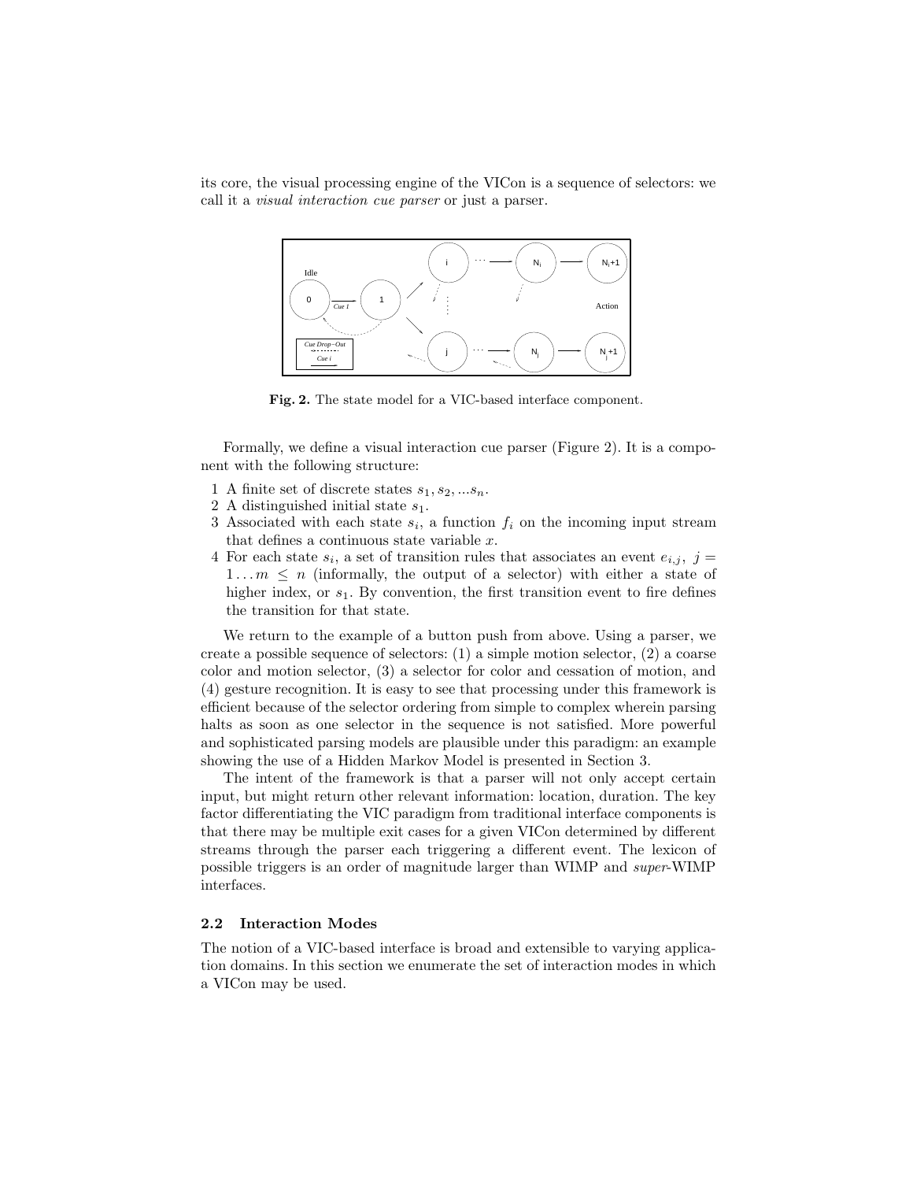its core, the visual processing engine of the VICon is a sequence of selectors: we call it a *visual interaction cue parser* or just a parser.

**Fig. 2.** The state model for a VIC-based interface component.

Formally, we define a visual interaction cue parser (Figure 2). It is a component with the following structure:

1 A finite set of discrete states $s_1, s_2, ...s_n$.
2 A distinguished initial state $s_1$.
3 Associated with each state $s_i$, a function $f_i$ on the incoming input stream that defines a continuous state variable $x$.
4 For each state $s_i$, a set of transition rules that associates an event $e_{i,j},\ j = 1 \ldots m \leq n$ (informally, the output of a selector) with either a state of higher index, or $s_1$. By convention, the first transition event to fire defines the transition for that state.

We return to the example of a button push from above. Using a parser, we create a possible sequence of selectors: (1) a simple motion selector, (2) a coarse color and motion selector, (3) a selector for color and cessation of motion, and (4) gesture recognition. It is easy to see that processing under this framework is efficient because of the selector ordering from simple to complex wherein parsing halts as soon as one selector in the sequence is not satisfied. More powerful and sophisticated parsing models are plausible under this paradigm: an example showing the use of a Hidden Markov Model is presented in Section 3.

The intent of the framework is that a parser will not only accept certain input, but might return other relevant information: location, duration. The key factor differentiating the VIC paradigm from traditional interface components is that there may be multiple exit cases for a given VICon determined by different streams through the parser each triggering a different event. The lexicon of possible triggers is an order of magnitude larger than WIMP and *super*-WIMP interfaces.

### 2.2 Interaction Modes

The notion of a VIC-based interface is broad and extensible to varying application domains. In this section we enumerate the set of interaction modes in which a VICon may be used.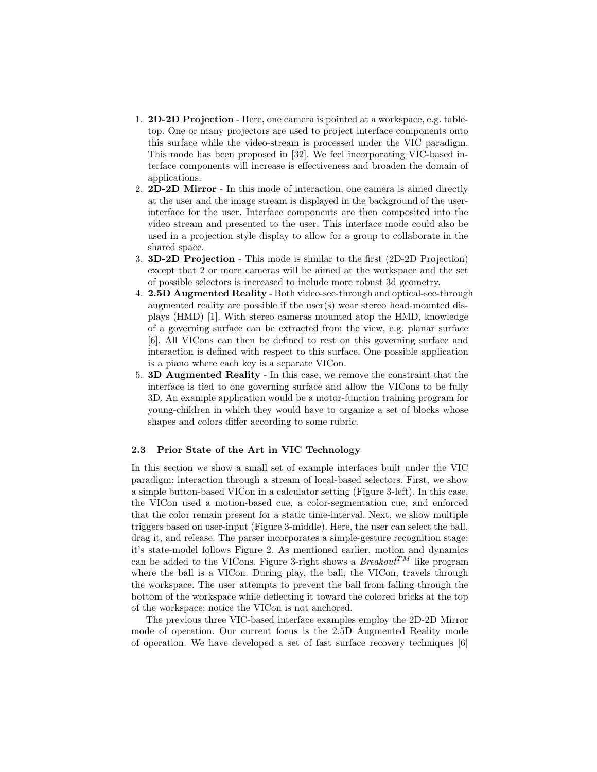1. **2D-2D Projection** - Here, one camera is pointed at a workspace, e.g. tabletop. One or many projectors are used to project interface components onto this surface while the video-stream is processed under the VIC paradigm. This mode has been proposed in [32]. We feel incorporating VIC-based interface components will increase is effectiveness and broaden the domain of applications.
2. **2D-2D Mirror** - In this mode of interaction, one camera is aimed directly at the user and the image stream is displayed in the background of the user-interface for the user. Interface components are then composited into the video stream and presented to the user. This interface mode could also be used in a projection style display to allow for a group to collaborate in the shared space.
3. **3D-2D Projection** - This mode is similar to the first (2D-2D Projection) except that 2 or more cameras will be aimed at the workspace and the set of possible selectors is increased to include more robust 3d geometry.
4. **2.5D Augmented Reality** - Both video-see-through and optical-see-through augmented reality are possible if the user(s) wear stereo head-mounted displays (HMD) [1]. With stereo cameras mounted atop the HMD, knowledge of a governing surface can be extracted from the view, e.g. planar surface [6]. All VICons can then be defined to rest on this governing surface and interaction is defined with respect to this surface. One possible application is a piano where each key is a separate VICon.
5. **3D Augmented Reality** - In this case, we remove the constraint that the interface is tied to one governing surface and allow the VICons to be fully 3D. An example application would be a motor-function training program for young-children in which they would have to organize a set of blocks whose shapes and colors differ according to some rubric.

### 2.3 Prior State of the Art in VIC Technology

In this section we show a small set of example interfaces built under the VIC paradigm: interaction through a stream of local-based selectors. First, we show a simple button-based VICon in a calculator setting (Figure 3-left). In this case, the VICon used a motion-based cue, a color-segmentation cue, and enforced that the color remain present for a static time-interval. Next, we show multiple triggers based on user-input (Figure 3-middle). Here, the user can select the ball, drag it, and release. The parser incorporates a simple-gesture recognition stage; it's state-model follows Figure 2. As mentioned earlier, motion and dynamics can be added to the VICons. Figure 3-right shows a *Breakout*$^{TM}$ like program where the ball is a VICon. During play, the ball, the VICon, travels through the workspace. The user attempts to prevent the ball from falling through the bottom of the workspace while deflecting it toward the colored bricks at the top of the workspace; notice the VICon is not anchored.

The previous three VIC-based interface examples employ the 2D-2D Mirror mode of operation. Our current focus is the 2.5D Augmented Reality mode of operation. We have developed a set of fast surface recovery techniques [6]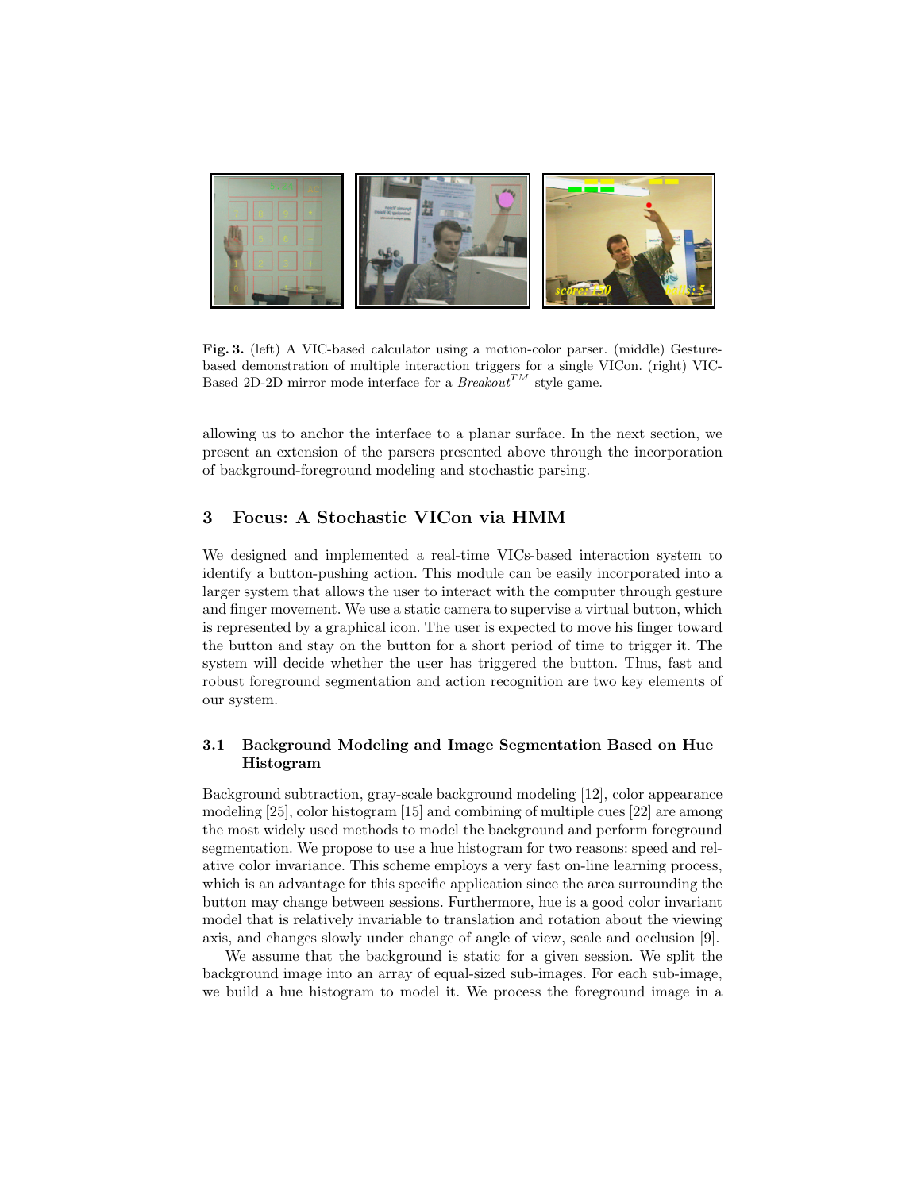**Fig. 3.** (left) A VIC-based calculator using a motion-color parser. (middle) Gesture-based demonstration of multiple interaction triggers for a single VICon. (right) VIC-Based 2D-2D mirror mode interface for a *Breakout*$^{TM}$ style game.

allowing us to anchor the interface to a planar surface. In the next section, we present an extension of the parsers presented above through the incorporation of background-foreground modeling and stochastic parsing.

## 3 Focus: A Stochastic VICon via HMM

We designed and implemented a real-time VICs-based interaction system to identify a button-pushing action. This module can be easily incorporated into a larger system that allows the user to interact with the computer through gesture and finger movement. We use a static camera to supervise a virtual button, which is represented by a graphical icon. The user is expected to move his finger toward the button and stay on the button for a short period of time to trigger it. The system will decide whether the user has triggered the button. Thus, fast and robust foreground segmentation and action recognition are two key elements of our system.

### 3.1 Background Modeling and Image Segmentation Based on Hue Histogram

Background subtraction, gray-scale background modeling [12], color appearance modeling [25], color histogram [15] and combining of multiple cues [22] are among the most widely used methods to model the background and perform foreground segmentation. We propose to use a hue histogram for two reasons: speed and relative color invariance. This scheme employs a very fast on-line learning process, which is an advantage for this specific application since the area surrounding the button may change between sessions. Furthermore, hue is a good color invariant model that is relatively invariable to translation and rotation about the viewing axis, and changes slowly under change of angle of view, scale and occlusion [9].

We assume that the background is static for a given session. We split the background image into an array of equal-sized sub-images. For each sub-image, we build a hue histogram to model it. We process the foreground image in a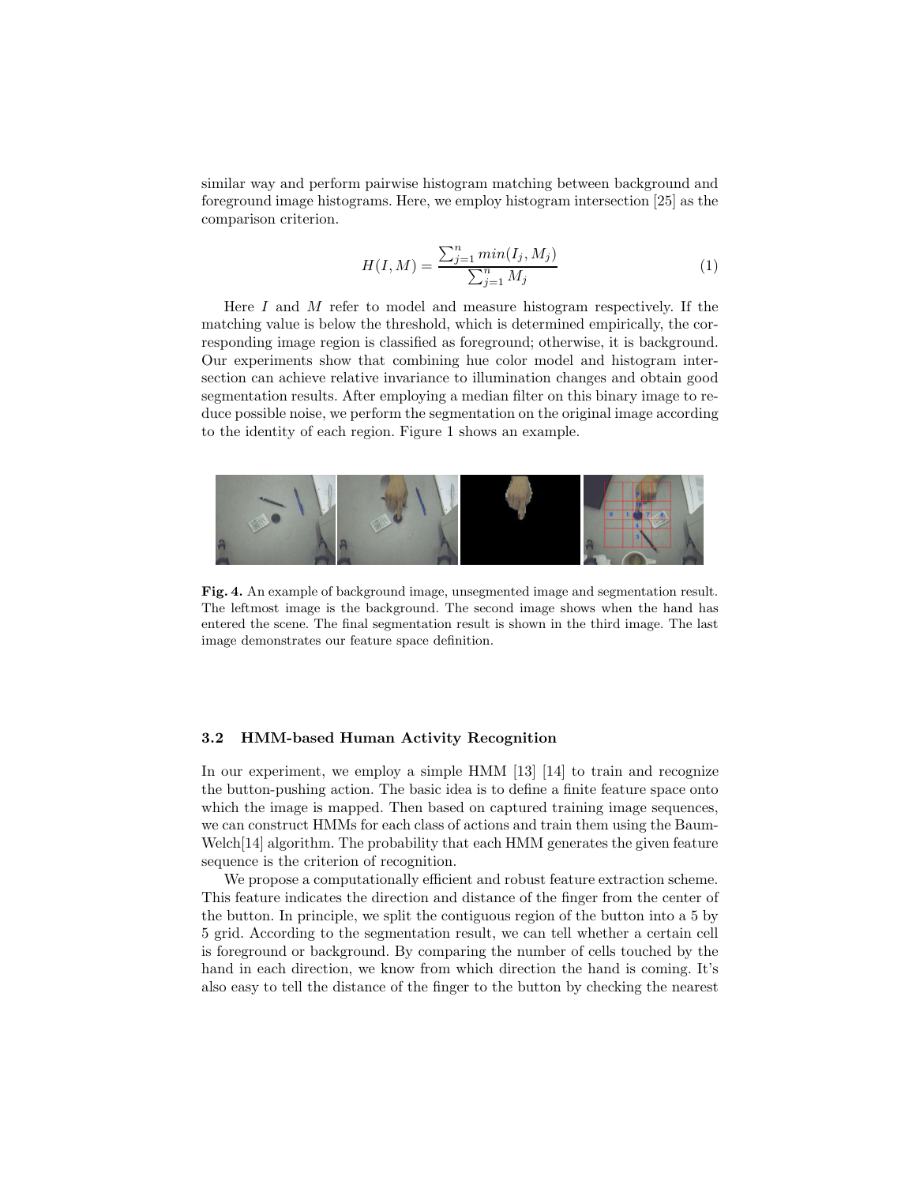similar way and perform pairwise histogram matching between background and foreground image histograms. Here, we employ histogram intersection [25] as the comparison criterion.

$$H(I, M) = \frac{\sum_{j=1}^{n} min(I_j, M_j)}{\sum_{j=1}^{n} M_j} \tag{1}$$

Here $I$ and $M$ refer to model and measure histogram respectively. If the matching value is below the threshold, which is determined empirically, the corresponding image region is classified as foreground; otherwise, it is background. Our experiments show that combining hue color model and histogram intersection can achieve relative invariance to illumination changes and obtain good segmentation results. After employing a median filter on this binary image to reduce possible noise, we perform the segmentation on the original image according to the identity of each region. Figure 1 shows an example.

**Fig. 4.** An example of background image, unsegmented image and segmentation result. The leftmost image is the background. The second image shows when the hand has entered the scene. The final segmentation result is shown in the third image. The last image demonstrates our feature space definition.

### 3.2 HMM-based Human Activity Recognition

In our experiment, we employ a simple HMM [13] [14] to train and recognize the button-pushing action. The basic idea is to define a finite feature space onto which the image is mapped. Then based on captured training image sequences, we can construct HMMs for each class of actions and train them using the Baum-Welch[14] algorithm. The probability that each HMM generates the given feature sequence is the criterion of recognition.

We propose a computationally efficient and robust feature extraction scheme. This feature indicates the direction and distance of the finger from the center of the button. In principle, we split the contiguous region of the button into a 5 by 5 grid. According to the segmentation result, we can tell whether a certain cell is foreground or background. By comparing the number of cells touched by the hand in each direction, we know from which direction the hand is coming. It's also easy to tell the distance of the finger to the button by checking the nearest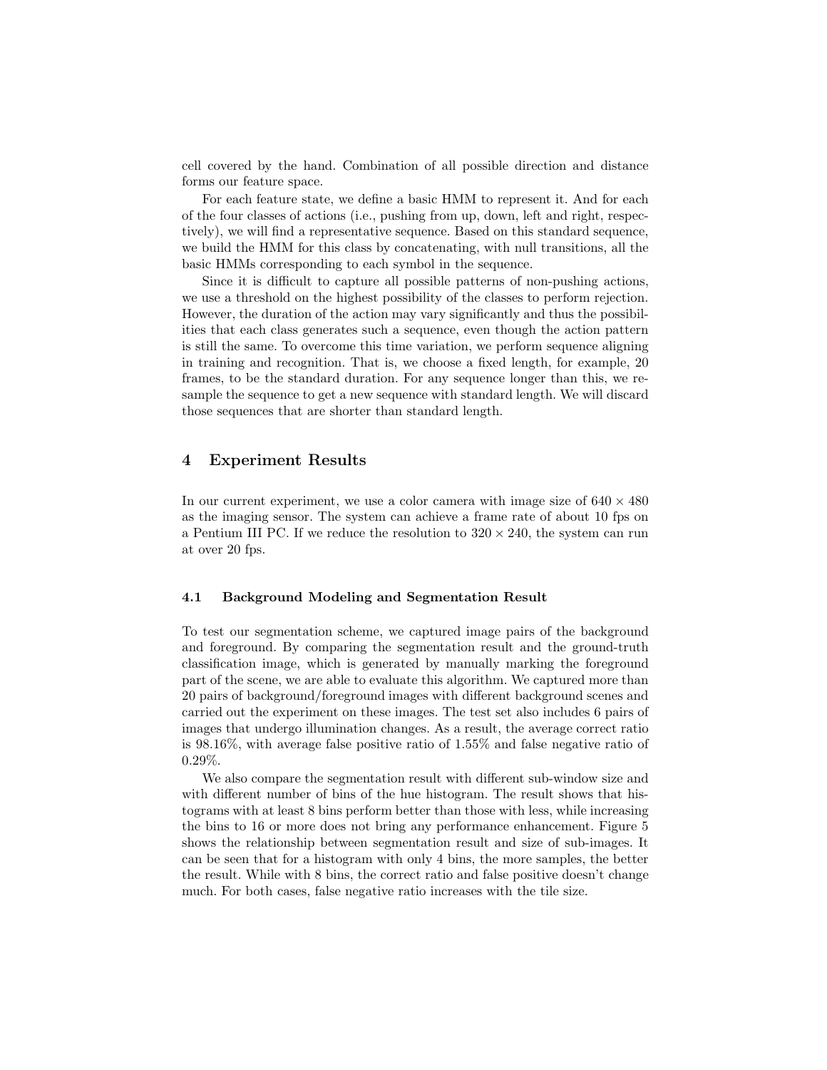cell covered by the hand. Combination of all possible direction and distance forms our feature space.

For each feature state, we define a basic HMM to represent it. And for each of the four classes of actions (i.e., pushing from up, down, left and right, respectively), we will find a representative sequence. Based on this standard sequence, we build the HMM for this class by concatenating, with null transitions, all the basic HMMs corresponding to each symbol in the sequence.

Since it is difficult to capture all possible patterns of non-pushing actions, we use a threshold on the highest possibility of the classes to perform rejection. However, the duration of the action may vary significantly and thus the possibilities that each class generates such a sequence, even though the action pattern is still the same. To overcome this time variation, we perform sequence aligning in training and recognition. That is, we choose a fixed length, for example, 20 frames, to be the standard duration. For any sequence longer than this, we resample the sequence to get a new sequence with standard length. We will discard those sequences that are shorter than standard length.

## 4 Experiment Results

In our current experiment, we use a color camera with image size of $640 \times 480$ as the imaging sensor. The system can achieve a frame rate of about 10 fps on a Pentium III PC. If we reduce the resolution to $320 \times 240$, the system can run at over 20 fps.

### 4.1 Background Modeling and Segmentation Result

To test our segmentation scheme, we captured image pairs of the background and foreground. By comparing the segmentation result and the ground-truth classification image, which is generated by manually marking the foreground part of the scene, we are able to evaluate this algorithm. We captured more than 20 pairs of background/foreground images with different background scenes and carried out the experiment on these images. The test set also includes 6 pairs of images that undergo illumination changes. As a result, the average correct ratio is 98.16%, with average false positive ratio of 1.55% and false negative ratio of 0.29%.

We also compare the segmentation result with different sub-window size and with different number of bins of the hue histogram. The result shows that histograms with at least 8 bins perform better than those with less, while increasing the bins to 16 or more does not bring any performance enhancement. Figure 5 shows the relationship between segmentation result and size of sub-images. It can be seen that for a histogram with only 4 bins, the more samples, the better the result. While with 8 bins, the correct ratio and false positive doesn't change much. For both cases, false negative ratio increases with the tile size.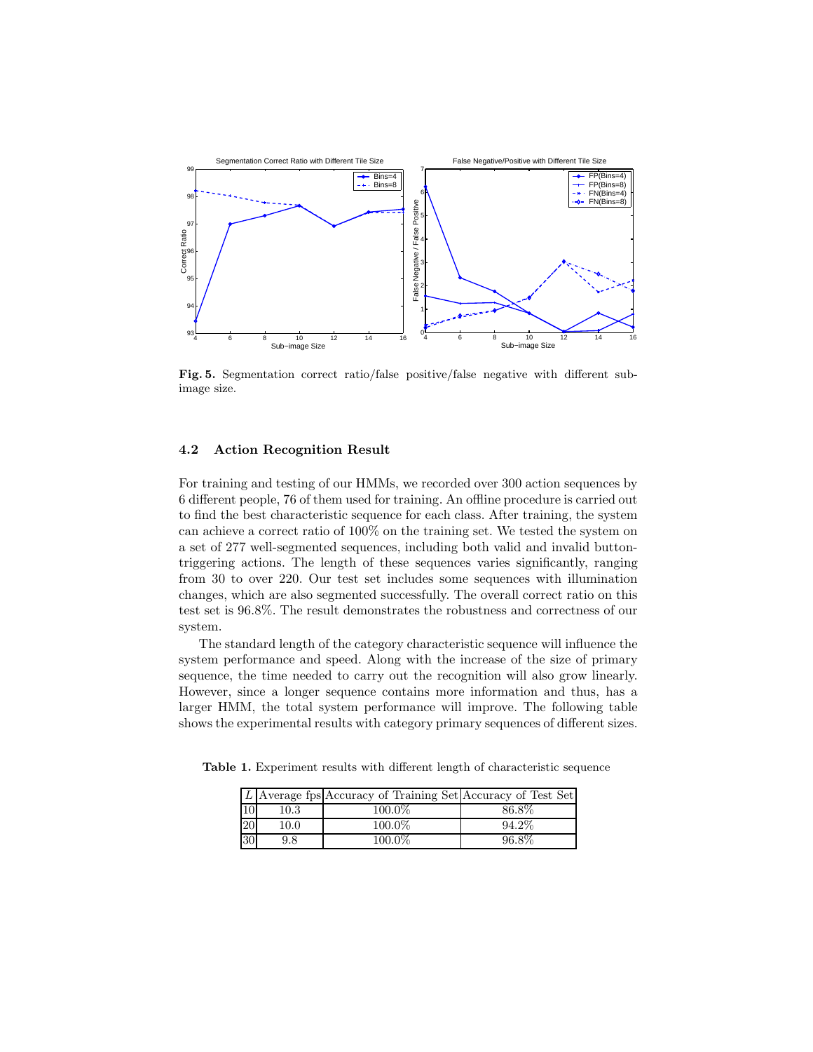**Fig. 5.** Segmentation correct ratio/false positive/false negative with different sub-image size.

### 4.2 Action Recognition Result

For training and testing of our HMMs, we recorded over 300 action sequences by 6 different people, 76 of them used for training. An offline procedure is carried out to find the best characteristic sequence for each class. After training, the system can achieve a correct ratio of 100% on the training set. We tested the system on a set of 277 well-segmented sequences, including both valid and invalid button-triggering actions. The length of these sequences varies significantly, ranging from 30 to over 220. Our test set includes some sequences with illumination changes, which are also segmented successfully. The overall correct ratio on this test set is 96.8%. The result demonstrates the robustness and correctness of our system.

The standard length of the category characteristic sequence will influence the system performance and speed. Along with the increase of the size of primary sequence, the time needed to carry out the recognition will also grow linearly. However, since a longer sequence contains more information and thus, has a larger HMM, the total system performance will improve. The following table shows the experimental results with category primary sequences of different sizes.

**Table 1.** Experiment results with different length of characteristic sequence

| $L$ | Average fps | Accuracy of Training Set | Accuracy of Test Set |
|---|---|---|---|
| 10 | 10.3 | 100.0% | 86.8% |
| 20 | 10.0 | 100.0% | 94.2% |
| 30 | 9.8 | 100.0% | 96.8% |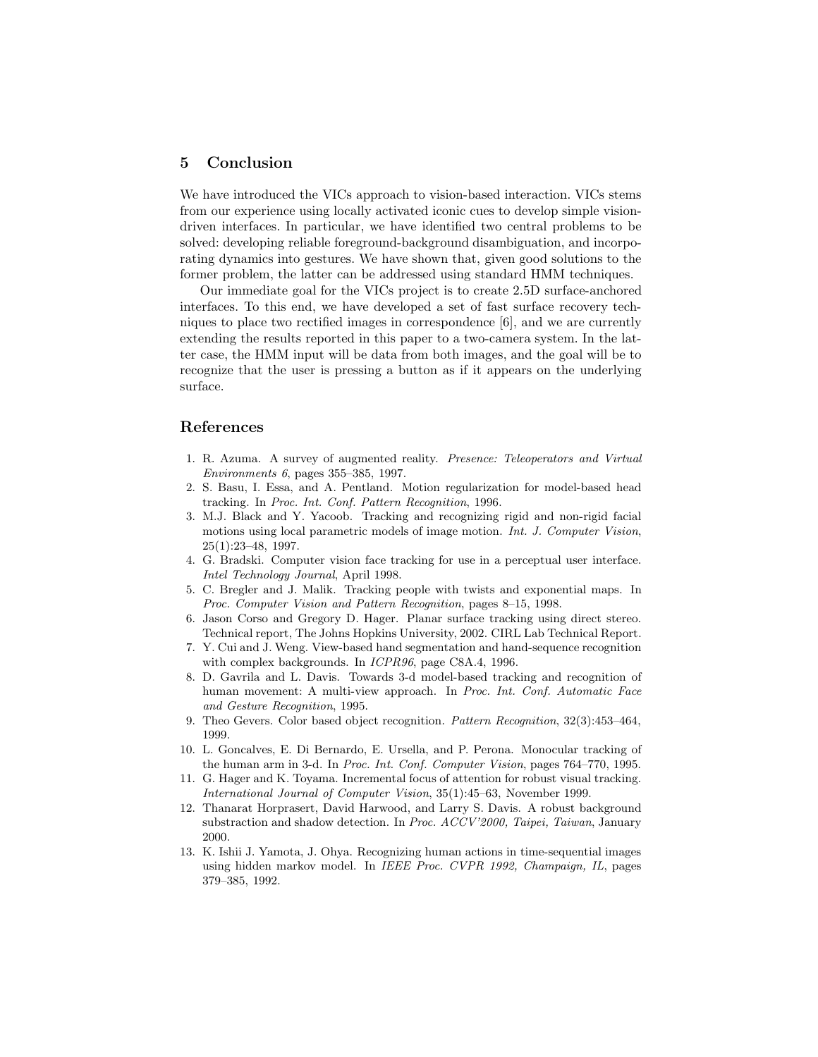## 5 Conclusion

We have introduced the VICs approach to vision-based interaction. VICs stems from our experience using locally activated iconic cues to develop simple vision-driven interfaces. In particular, we have identified two central problems to be solved: developing reliable foreground-background disambiguation, and incorporating dynamics into gestures. We have shown that, given good solutions to the former problem, the latter can be addressed using standard HMM techniques.

Our immediate goal for the VICs project is to create 2.5D surface-anchored interfaces. To this end, we have developed a set of fast surface recovery techniques to place two rectified images in correspondence [6], and we are currently extending the results reported in this paper to a two-camera system. In the latter case, the HMM input will be data from both images, and the goal will be to recognize that the user is pressing a button as if it appears on the underlying surface.

## References

1. R. Azuma. A survey of augmented reality. *Presence: Teleoperators and Virtual Environments 6*, pages 355–385, 1997.
2. S. Basu, I. Essa, and A. Pentland. Motion regularization for model-based head tracking. In *Proc. Int. Conf. Pattern Recognition*, 1996.
3. M.J. Black and Y. Yacoob. Tracking and recognizing rigid and non-rigid facial motions using local parametric models of image motion. *Int. J. Computer Vision*, 25(1):23–48, 1997.
4. G. Bradski. Computer vision face tracking for use in a perceptual user interface. *Intel Technology Journal*, April 1998.
5. C. Bregler and J. Malik. Tracking people with twists and exponential maps. In *Proc. Computer Vision and Pattern Recognition*, pages 8–15, 1998.
6. Jason Corso and Gregory D. Hager. Planar surface tracking using direct stereo. Technical report, The Johns Hopkins University, 2002. CIRL Lab Technical Report.
7. Y. Cui and J. Weng. View-based hand segmentation and hand-sequence recognition with complex backgrounds. In *ICPR96*, page C8A.4, 1996.
8. D. Gavrila and L. Davis. Towards 3-d model-based tracking and recognition of human movement: A multi-view approach. In *Proc. Int. Conf. Automatic Face and Gesture Recognition*, 1995.
9. Theo Gevers. Color based object recognition. *Pattern Recognition*, 32(3):453–464, 1999.
10. L. Goncalves, E. Di Bernardo, E. Ursella, and P. Perona. Monocular tracking of the human arm in 3-d. In *Proc. Int. Conf. Computer Vision*, pages 764–770, 1995.
11. G. Hager and K. Toyama. Incremental focus of attention for robust visual tracking. *International Journal of Computer Vision*, 35(1):45–63, November 1999.
12. Thanarat Horprasert, David Harwood, and Larry S. Davis. A robust background substraction and shadow detection. In *Proc. ACCV'2000, Taipei, Taiwan*, January 2000.
13. K. Ishii J. Yamota, J. Ohya. Recognizing human actions in time-sequential images using hidden markov model. In *IEEE Proc. CVPR 1992, Champaign, IL*, pages 379–385, 1992.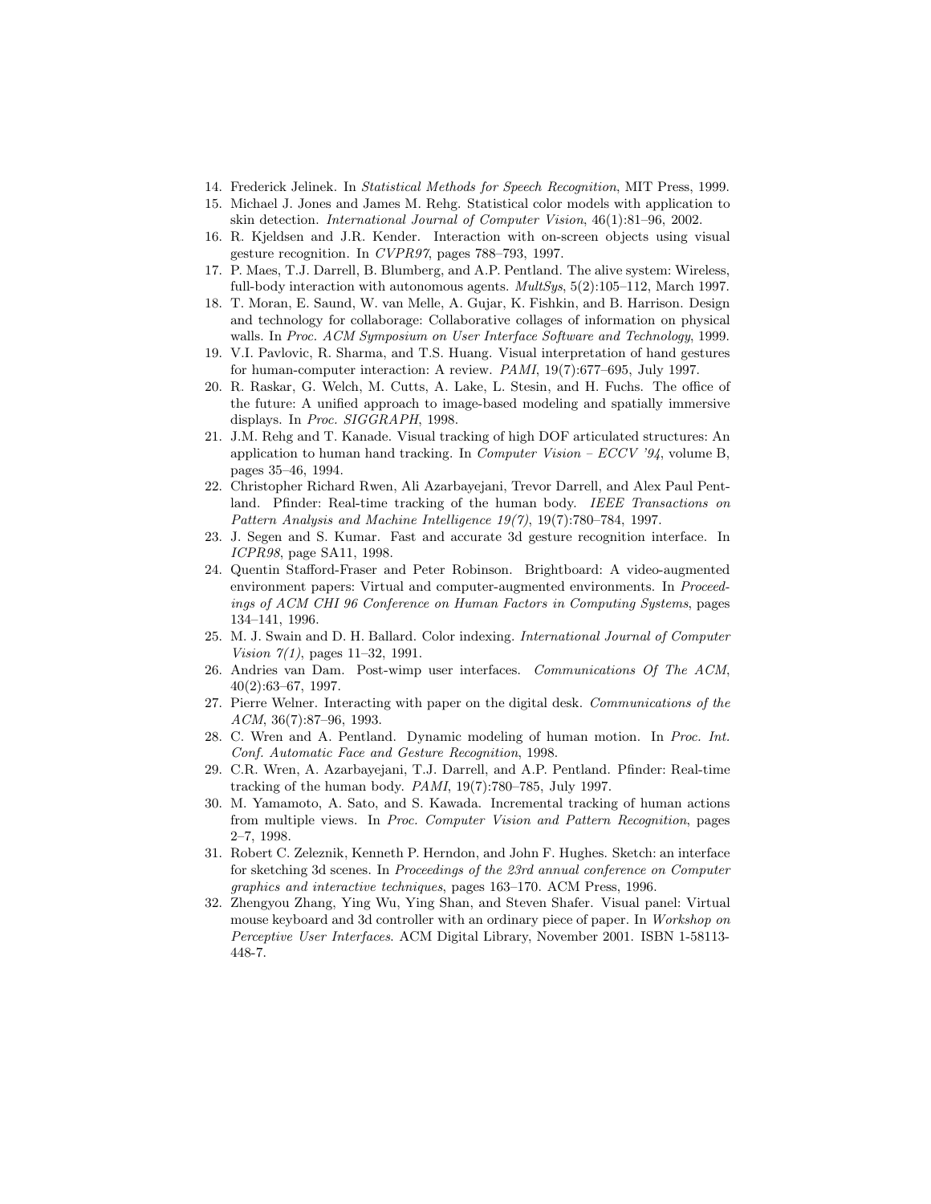14. Frederick Jelinek. In *Statistical Methods for Speech Recognition*, MIT Press, 1999.
15. Michael J. Jones and James M. Rehg. Statistical color models with application to skin detection. *International Journal of Computer Vision*, 46(1):81–96, 2002.
16. R. Kjeldsen and J.R. Kender. Interaction with on-screen objects using visual gesture recognition. In *CVPR97*, pages 788–793, 1997.
17. P. Maes, T.J. Darrell, B. Blumberg, and A.P. Pentland. The alive system: Wireless, full-body interaction with autonomous agents. *MultSys*, 5(2):105–112, March 1997.
18. T. Moran, E. Saund, W. van Melle, A. Gujar, K. Fishkin, and B. Harrison. Design and technology for collaborage: Collaborative collages of information on physical walls. In *Proc. ACM Symposium on User Interface Software and Technology*, 1999.
19. V.I. Pavlovic, R. Sharma, and T.S. Huang. Visual interpretation of hand gestures for human-computer interaction: A review. *PAMI*, 19(7):677–695, July 1997.
20. R. Raskar, G. Welch, M. Cutts, A. Lake, L. Stesin, and H. Fuchs. The office of the future: A unified approach to image-based modeling and spatially immersive displays. In *Proc. SIGGRAPH*, 1998.
21. J.M. Rehg and T. Kanade. Visual tracking of high DOF articulated structures: An application to human hand tracking. In *Computer Vision – ECCV '94*, volume B, pages 35–46, 1994.
22. Christopher Richard Rwen, Ali Azarbayejani, Trevor Darrell, and Alex Paul Pentland. Pfinder: Real-time tracking of the human body. *IEEE Transactions on Pattern Analysis and Machine Intelligence 19(7)*, 19(7):780–784, 1997.
23. J. Segen and S. Kumar. Fast and accurate 3d gesture recognition interface. In *ICPR98*, page SA11, 1998.
24. Quentin Stafford-Fraser and Peter Robinson. Brightboard: A video-augmented environment papers: Virtual and computer-augmented environments. In *Proceedings of ACM CHI 96 Conference on Human Factors in Computing Systems*, pages 134–141, 1996.
25. M. J. Swain and D. H. Ballard. Color indexing. *International Journal of Computer Vision 7(1)*, pages 11–32, 1991.
26. Andries van Dam. Post-wimp user interfaces. *Communications Of The ACM*, 40(2):63–67, 1997.
27. Pierre Welner. Interacting with paper on the digital desk. *Communications of the ACM*, 36(7):87–96, 1993.
28. C. Wren and A. Pentland. Dynamic modeling of human motion. In *Proc. Int. Conf. Automatic Face and Gesture Recognition*, 1998.
29. C.R. Wren, A. Azarbayejani, T.J. Darrell, and A.P. Pentland. Pfinder: Real-time tracking of the human body. *PAMI*, 19(7):780–785, July 1997.
30. M. Yamamoto, A. Sato, and S. Kawada. Incremental tracking of human actions from multiple views. In *Proc. Computer Vision and Pattern Recognition*, pages 2–7, 1998.
31. Robert C. Zeleznik, Kenneth P. Herndon, and John F. Hughes. Sketch: an interface for sketching 3d scenes. In *Proceedings of the 23rd annual conference on Computer graphics and interactive techniques*, pages 163–170. ACM Press, 1996.
32. Zhengyou Zhang, Ying Wu, Ying Shan, and Steven Shafer. Visual panel: Virtual mouse keyboard and 3d controller with an ordinary piece of paper. In *Workshop on Perceptive User Interfaces*. ACM Digital Library, November 2001. ISBN 1-58113-448-7.